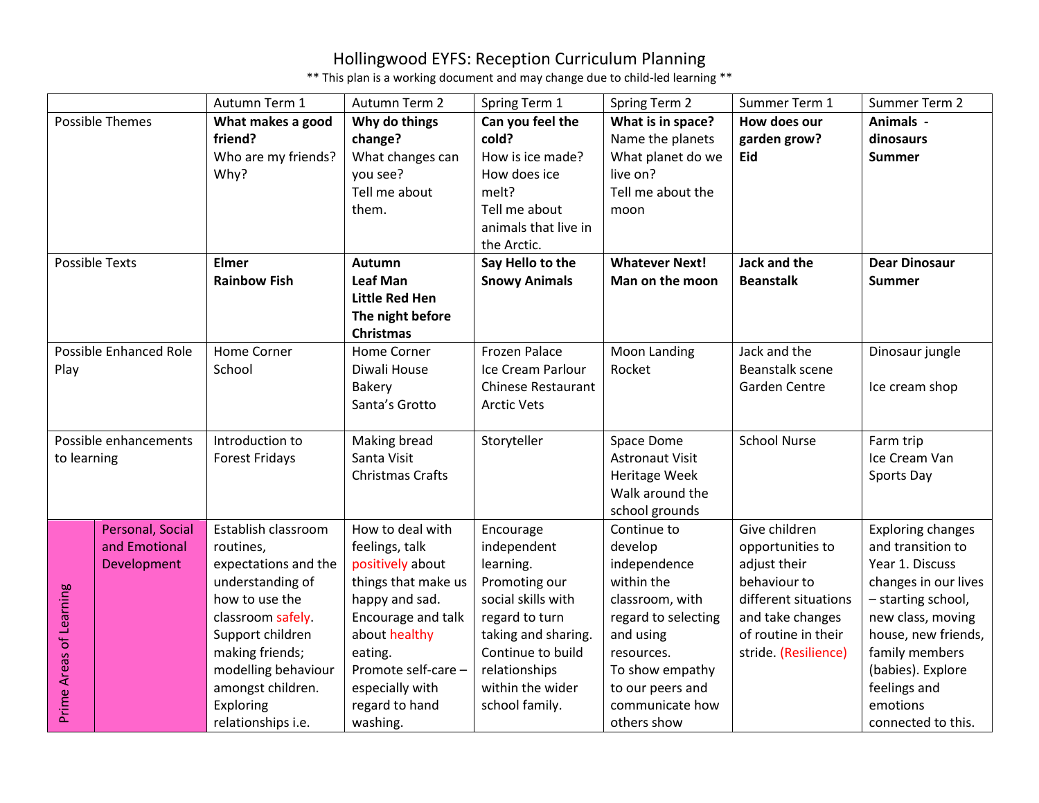# Hollingwood EYFS: Reception Curriculum Planning

** This plan is a working document and may change due to child-led learning **

| | | Autumn Term 1 | Autumn Term 2 | Spring Term 1 | Spring Term 2 | Summer Term 1 | Summer Term 2 |
|---|---|---|---|---|---|---|---|
| Possible Themes | | **What makes a good friend?** Who are my friends? Why? | **Why do things change?** What changes can you see? Tell me about them. | **Can you feel the cold?** How is ice made? How does ice melt? Tell me about animals that live in the Arctic. | **What is in space?** Name the planets What planet do we live on? Tell me about the moon | **How does our garden grow?** **Eid** | **Animals - dinosaurs** **Summer** |
| Possible Texts | | **Elmer** **Rainbow Fish** | **Autumn** **Leaf Man** **Little Red Hen** **The night before Christmas** | **Say Hello to the Snowy Animals** | **Whatever Next!** **Man on the moon** | **Jack and the Beanstalk** | **Dear Dinosaur** **Summer** |
| Possible Enhanced Role Play | | Home Corner School | Home Corner Diwali House Bakery Santa's Grotto | Frozen Palace Ice Cream Parlour Chinese Restaurant Arctic Vets | Moon Landing Rocket | Jack and the Beanstalk scene Garden Centre | Dinosaur jungle Ice cream shop |
| Possible enhancements to learning | | Introduction to Forest Fridays | Making bread Santa Visit Christmas Crafts | Storyteller | Space Dome Astronaut Visit Heritage Week Walk around the school grounds | School Nurse | Farm trip Ice Cream Van Sports Day |
| Prime Areas of Learning | Personal, Social and Emotional Development | Establish classroom routines, expectations and the understanding of how to use the classroom safely. Support children making friends; modelling behaviour amongst children. Exploring relationships i.e. | How to deal with feelings, talk positively about things that make us happy and sad. Encourage and talk about healthy eating. Promote self-care – especially with regard to hand washing. | Encourage independent learning. Promoting our social skills with regard to turn taking and sharing. Continue to build relationships within the wider school family. | Continue to develop independence within the classroom, with regard to selecting and using resources. To show empathy to our peers and communicate how others show | Give children opportunities to adjust their behaviour to different situations and take changes of routine in their stride. (Resilience) | Exploring changes and transition to Year 1. Discuss changes in our lives – starting school, new class, moving house, new friends, family members (babies). Explore feelings and emotions connected to this. |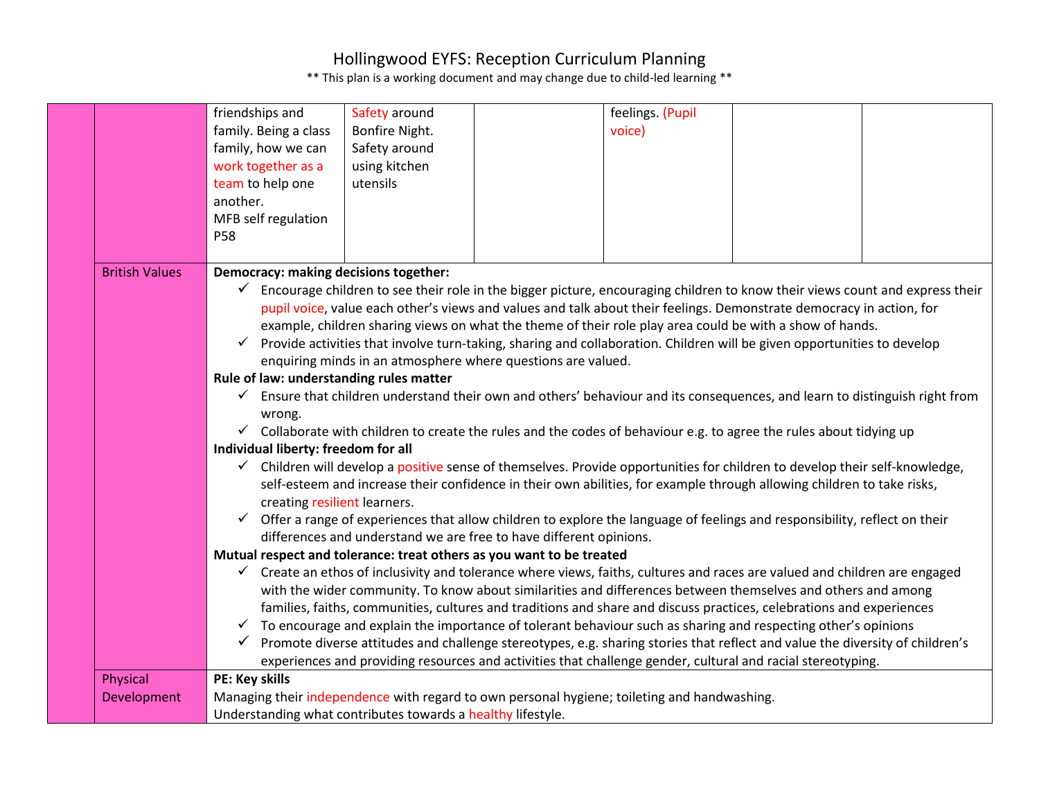# Hollingwood EYFS: Reception Curriculum Planning

** This plan is a working document and may change due to child-led learning **

| | | | | | | | | |
|---|---|---|---|---|---|---|---|---|
| | | friendships and family. Being a class family, how we can work together as a team to help one another.<br>MFB self regulation P58 | Safety around Bonfire Night.<br>Safety around using kitchen utensils | | feelings. (Pupil voice) | | |
| | British Values | **Democracy: making decisions together:**<br>✓ Encourage children to see their role in the bigger picture, encouraging children to know their views count and express their pupil voice, value each other's views and values and talk about their feelings. Demonstrate democracy in action, for example, children sharing views on what the theme of their role play area could be with a show of hands.<br>✓ Provide activities that involve turn-taking, sharing and collaboration. Children will be given opportunities to develop enquiring minds in an atmosphere where questions are valued.<br>**Rule of law: understanding rules matter**<br>✓ Ensure that children understand their own and others' behaviour and its consequences, and learn to distinguish right from wrong.<br>✓ Collaborate with children to create the rules and the codes of behaviour e.g. to agree the rules about tidying up<br>**Individual liberty: freedom for all**<br>✓ Children will develop a positive sense of themselves. Provide opportunities for children to develop their self-knowledge, self-esteem and increase their confidence in their own abilities, for example through allowing children to take risks, creating resilient learners.<br>✓ Offer a range of experiences that allow children to explore the language of feelings and responsibility, reflect on their differences and understand we are free to have different opinions.<br>**Mutual respect and tolerance: treat others as you want to be treated**<br>✓ Create an ethos of inclusivity and tolerance where views, faiths, cultures and races are valued and children are engaged with the wider community. To know about similarities and differences between themselves and others and among families, faiths, communities, cultures and traditions and share and discuss practices, celebrations and experiences<br>✓ To encourage and explain the importance of tolerant behaviour such as sharing and respecting other's opinions<br>✓ Promote diverse attitudes and challenge stereotypes, e.g. sharing stories that reflect and value the diversity of children's experiences and providing resources and activities that challenge gender, cultural and racial stereotyping. | | | | | | |
| | Physical Development | **PE: Key skills**<br>Managing their independence with regard to own personal hygiene; toileting and handwashing.<br>Understanding what contributes towards a healthy lifestyle. | | | | | | |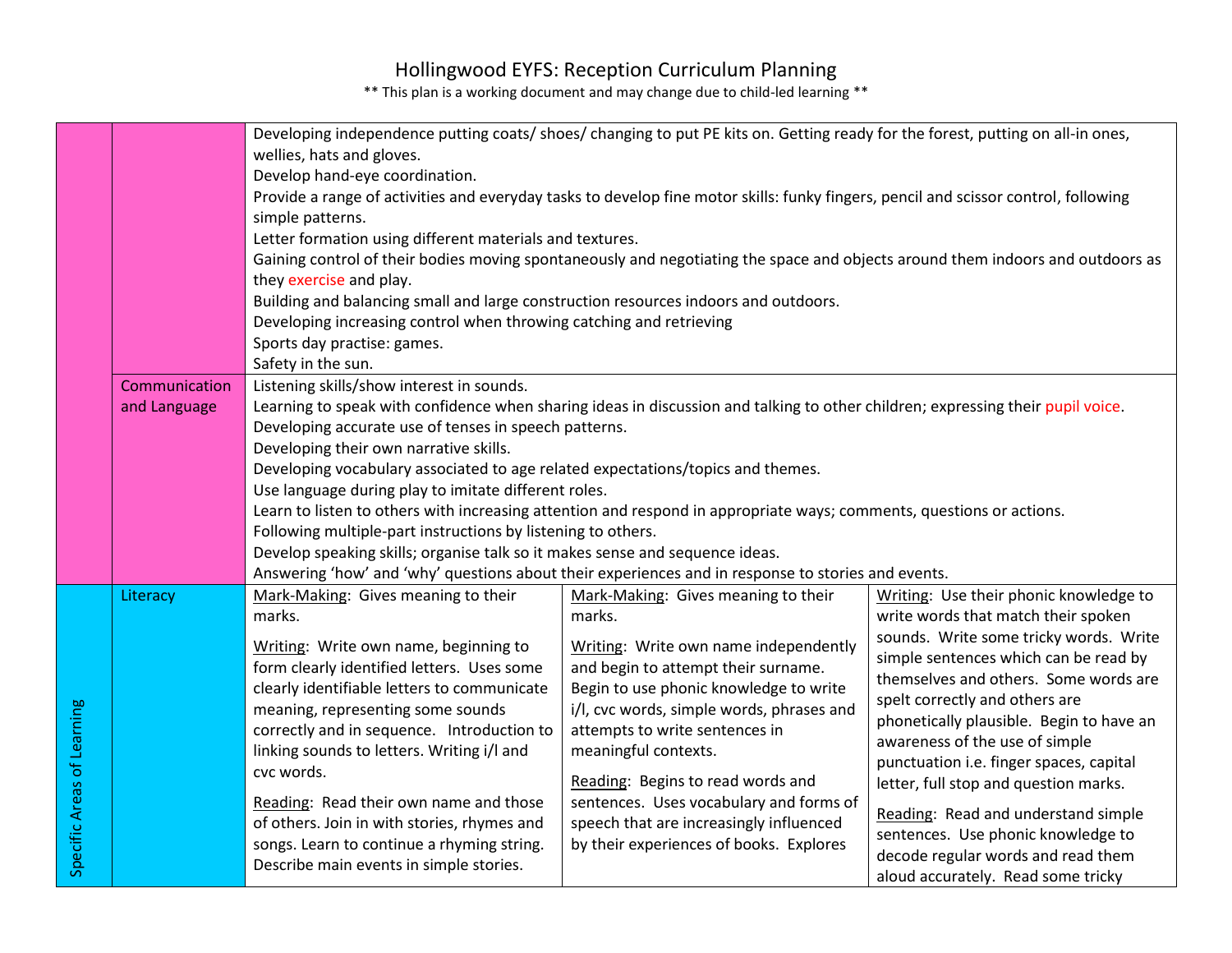# Hollingwood EYFS: Reception Curriculum Planning

** This plan is a working document and may change due to child-led learning **

| | | | | |
|---|---|---|---|---|
| | | Developing independence putting coats/ shoes/ changing to put PE kits on. Getting ready for the forest, putting on all-in ones, wellies, hats and gloves.<br>Develop hand-eye coordination.<br>Provide a range of activities and everyday tasks to develop fine motor skills: funky fingers, pencil and scissor control, following simple patterns.<br>Letter formation using different materials and textures.<br>Gaining control of their bodies moving spontaneously and negotiating the space and objects around them indoors and outdoors as they exercise and play.<br>Building and balancing small and large construction resources indoors and outdoors.<br>Developing increasing control when throwing catching and retrieving<br>Sports day practise: games.<br>Safety in the sun. | | |
| | Communication and Language | Listening skills/show interest in sounds.<br>Learning to speak with confidence when sharing ideas in discussion and talking to other children; expressing their pupil voice.<br>Developing accurate use of tenses in speech patterns.<br>Developing their own narrative skills.<br>Developing vocabulary associated to age related expectations/topics and themes.<br>Use language during play to imitate different roles.<br>Learn to listen to others with increasing attention and respond in appropriate ways; comments, questions or actions.<br>Following multiple-part instructions by listening to others.<br>Develop speaking skills; organise talk so it makes sense and sequence ideas.<br>Answering 'how' and 'why' questions about their experiences and in response to stories and events. | | |
| Specific Areas of Learning | Literacy | Mark-Making: Gives meaning to their marks.<br><br>Writing: Write own name, beginning to form clearly identified letters. Uses some clearly identifiable letters to communicate meaning, representing some sounds correctly and in sequence. Introduction to linking sounds to letters. Writing i/l and cvc words.<br><br>Reading: Read their own name and those of others. Join in with stories, rhymes and songs. Learn to continue a rhyming string. Describe main events in simple stories. | Mark-Making: Gives meaning to their marks.<br><br>Writing: Write own name independently and begin to attempt their surname. Begin to use phonic knowledge to write i/l, cvc words, simple words, phrases and attempts to write sentences in meaningful contexts.<br><br>Reading: Begins to read words and sentences. Uses vocabulary and forms of speech that are increasingly influenced by their experiences of books. Explores | Writing: Use their phonic knowledge to write words that match their spoken sounds. Write some tricky words. Write simple sentences which can be read by themselves and others. Some words are spelt correctly and others are phonetically plausible. Begin to have an awareness of the use of simple punctuation i.e. finger spaces, capital letter, full stop and question marks.<br><br>Reading: Read and understand simple sentences. Use phonic knowledge to decode regular words and read them aloud accurately. Read some tricky |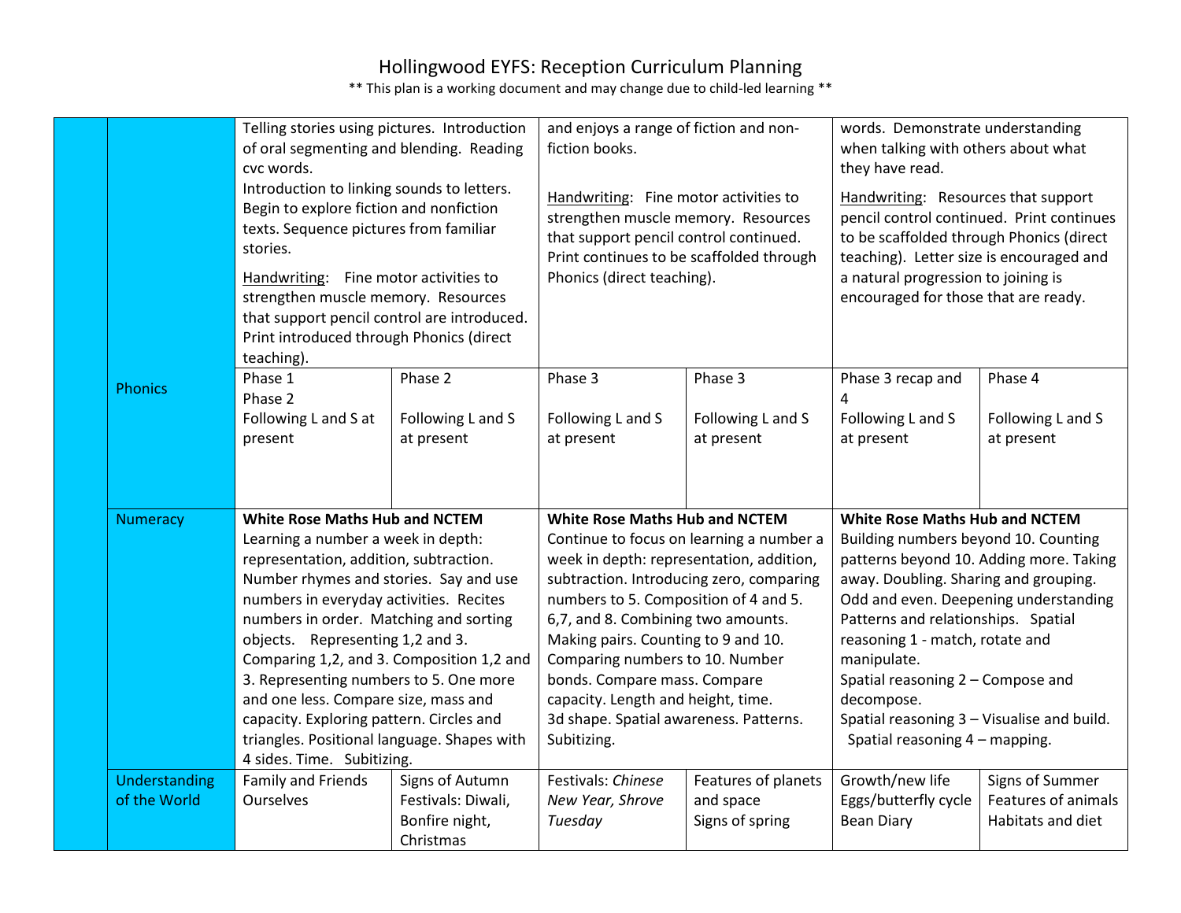# Hollingwood EYFS: Reception Curriculum Planning

** This plan is a working document and may change due to child-led learning **

| | | | | | | | |
|---|---|---|---|---|---|---|---|
| | | Telling stories using pictures. Introduction of oral segmenting and blending. Reading cvc words. Introduction to linking sounds to letters. Begin to explore fiction and nonfiction texts. Sequence pictures from familiar stories. <u>Handwriting</u>: Fine motor activities to strengthen muscle memory. Resources that support pencil control are introduced. Print introduced through Phonics (direct teaching). | | and enjoys a range of fiction and non-fiction books. <u>Handwriting</u>: Fine motor activities to strengthen muscle memory. Resources that support pencil control continued. Print continues to be scaffolded through Phonics (direct teaching). | | words. Demonstrate understanding when talking with others about what they have read. <u>Handwriting</u>: Resources that support pencil control continued. Print continues to be scaffolded through Phonics (direct teaching). Letter size is encouraged and a natural progression to joining is encouraged for those that are ready. | |
| | Phonics | Phase 1 Phase 2 Following L and S at present | Phase 2 Following L and S at present | Phase 3 Following L and S at present | Phase 3 Following L and S at present | Phase 3 recap and 4 Following L and S at present | Phase 4 Following L and S at present |
| | Numeracy | **White Rose Maths Hub and NCTEM** Learning a number a week in depth: representation, addition, subtraction. Number rhymes and stories. Say and use numbers in everyday activities. Recites numbers in order. Matching and sorting objects. Representing 1,2 and 3. Comparing 1,2, and 3. Composition 1,2 and 3. Representing numbers to 5. One more and one less. Compare size, mass and capacity. Exploring pattern. Circles and triangles. Positional language. Shapes with 4 sides. Time. Subitizing. | | **White Rose Maths Hub and NCTEM** Continue to focus on learning a number a week in depth: representation, addition, subtraction. Introducing zero, comparing numbers to 5. Composition of 4 and 5. 6,7, and 8. Combining two amounts. Making pairs. Counting to 9 and 10. Comparing numbers to 10. Number bonds. Compare mass. Compare capacity. Length and height, time. 3d shape. Spatial awareness. Patterns. Subitizing. | | **White Rose Maths Hub and NCTEM** Building numbers beyond 10. Counting patterns beyond 10. Adding more. Taking away. Doubling. Sharing and grouping. Odd and even. Deepening understanding Patterns and relationships. Spatial reasoning 1 - match, rotate and manipulate. Spatial reasoning 2 – Compose and decompose. Spatial reasoning 3 – Visualise and build. Spatial reasoning 4 – mapping. | |
| | Understanding of the World | Family and Friends Ourselves | Signs of Autumn Festivals: Diwali, Bonfire night, Christmas | Festivals: *Chinese New Year, Shrove Tuesday* | Features of planets and space Signs of spring | Growth/new life Eggs/butterfly cycle Bean Diary | Signs of Summer Features of animals Habitats and diet |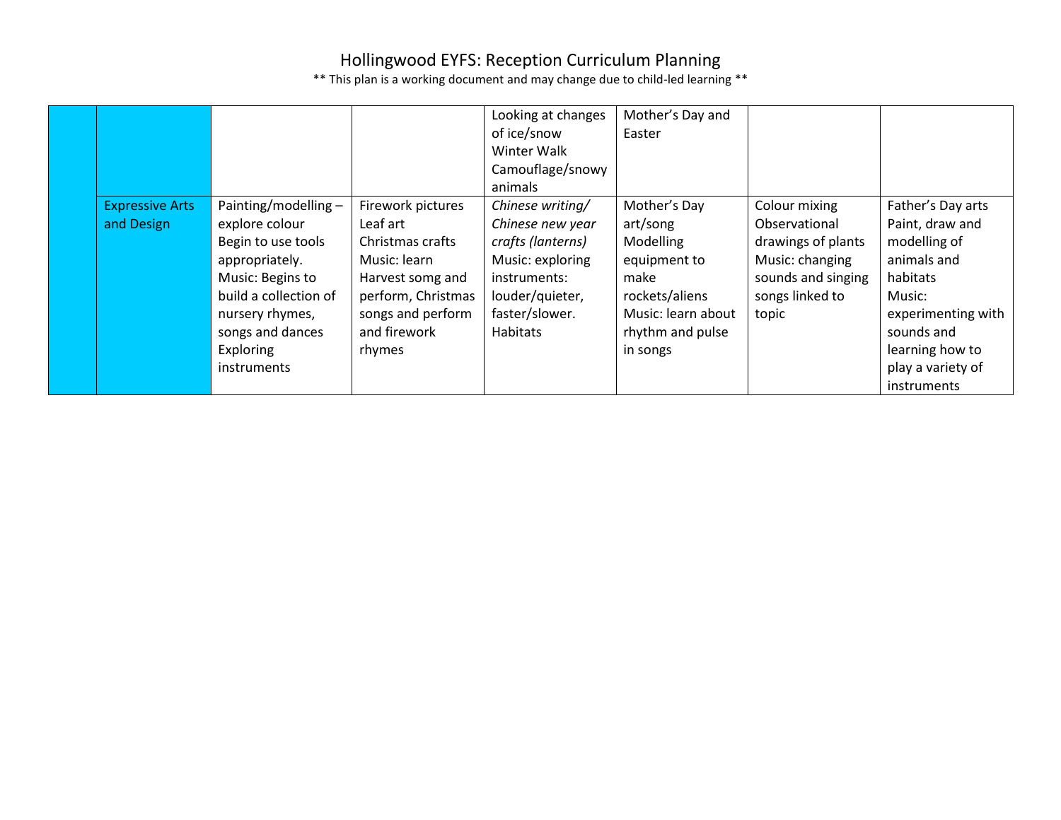# Hollingwood EYFS: Reception Curriculum Planning

\*\* This plan is a working document and may change due to child-led learning \*\*

| | | | | | | | |
|---|---|---|---|---|---|---|---|
| | | | | Looking at changes of ice/snow<br>Winter Walk<br>Camouflage/snowy animals | Mother's Day and Easter | | |
| | Expressive Arts and Design | Painting/modelling – explore colour<br>Begin to use tools appropriately.<br>Music: Begins to build a collection of nursery rhymes, songs and dances<br>Exploring instruments | Firework pictures<br>Leaf art<br>Christmas crafts<br>Music: learn Harvest somg and perform, Christmas songs and perform and firework rhymes | *Chinese writing/ Chinese new year crafts (lanterns)*<br>Music: exploring instruments: louder/quieter, faster/slower.<br>Habitats | Mother's Day art/song<br>Modelling equipment to make rockets/aliens<br>Music: learn about rhythm and pulse in songs | Colour mixing<br>Observational drawings of plants<br>Music: changing sounds and singing songs linked to topic | Father's Day arts<br>Paint, draw and modelling of animals and habitats<br>Music: experimenting with sounds and learning how to play a variety of instruments |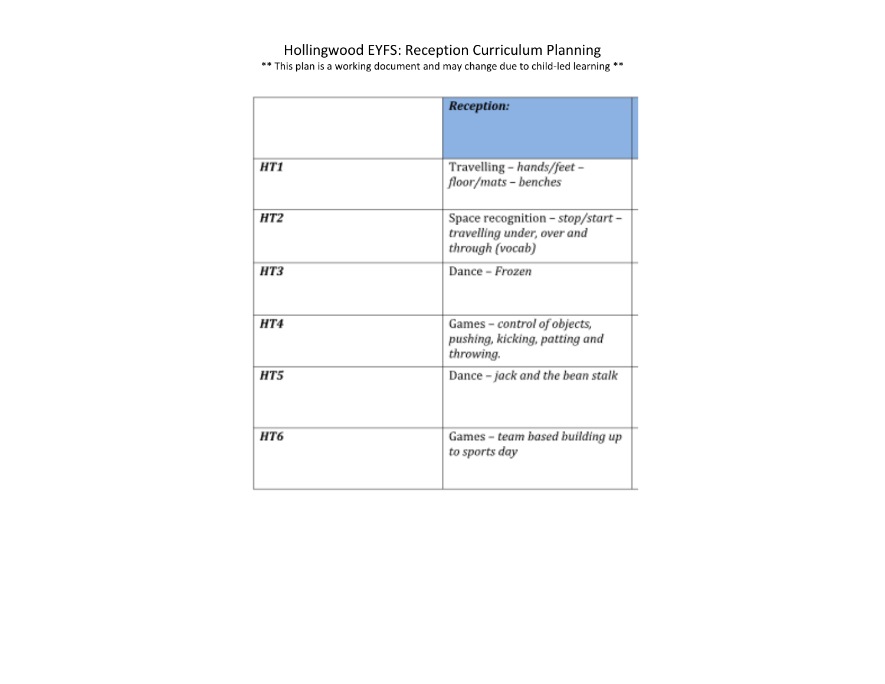Hollingwood EYFS: Reception Curriculum Planning

** This plan is a working document and may change due to child-led learning **

| | ***Reception:*** |
|---|---|
| ***HT1*** | Travelling – *hands/feet – floor/mats – benches* |
| ***HT2*** | Space recognition – *stop/start – travelling under, over and through (vocab)* |
| ***HT3*** | Dance – *Frozen* |
| ***HT4*** | Games – *control of objects, pushing, kicking, patting and throwing.* |
| ***HT5*** | Dance – *jack and the bean stalk* |
| ***HT6*** | Games – *team based building up to sports day* |